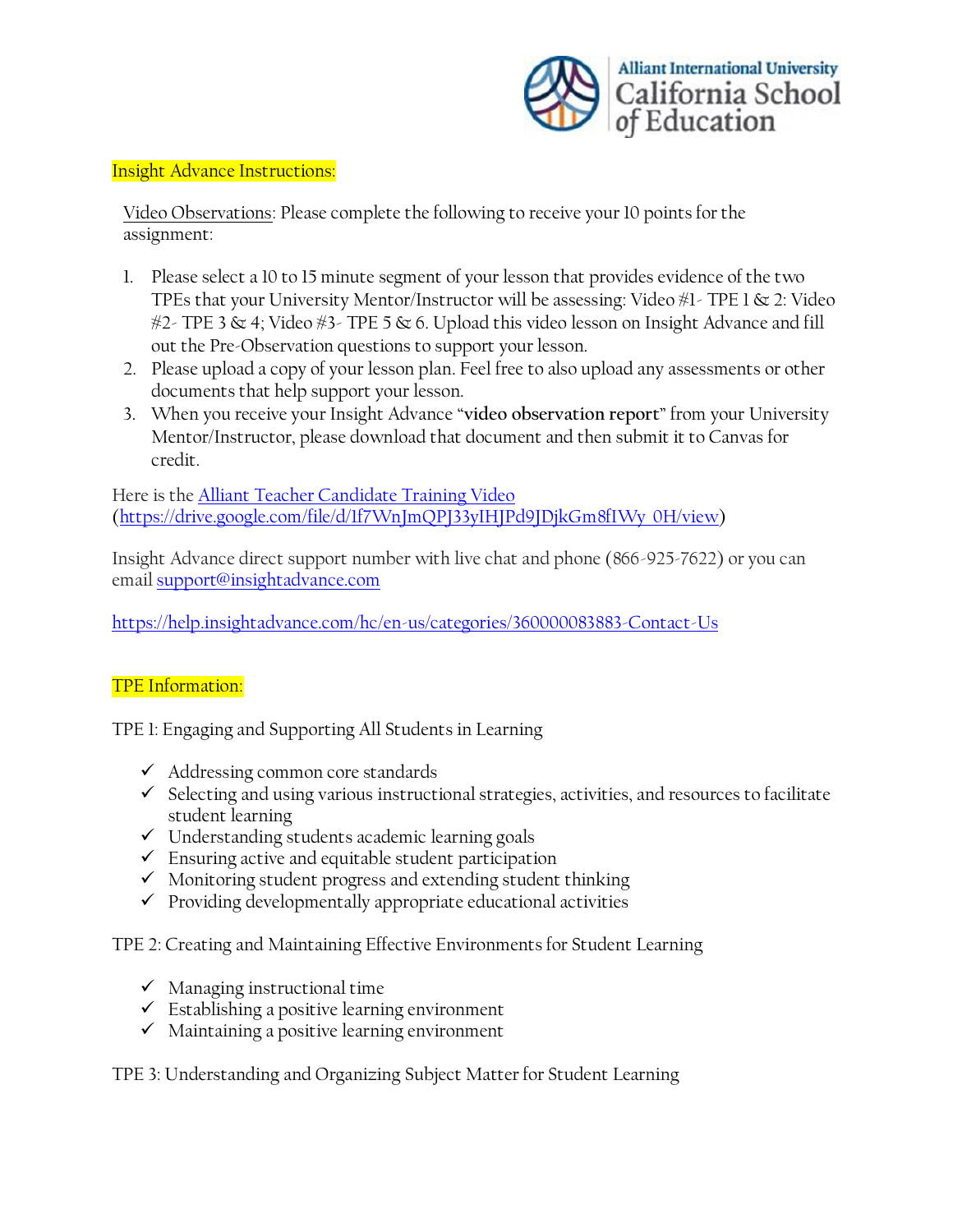Alliant International University
California School of Education

## Insight Advance Instructions:

Video Observations: Please complete the following to receive your 10 points for the assignment:

1. Please select a 10 to 15 minute segment of your lesson that provides evidence of the two TPEs that your University Mentor/Instructor will be assessing: Video #1- TPE 1 & 2: Video #2- TPE 3 & 4; Video #3- TPE 5 & 6. Upload this video lesson on Insight Advance and fill out the Pre-Observation questions to support your lesson.
2. Please upload a copy of your lesson plan. Feel free to also upload any assessments or other documents that help support your lesson.
3. When you receive your Insight Advance "**video observation report**" from your University Mentor/Instructor, please download that document and then submit it to Canvas for credit.

Here is the [Alliant Teacher Candidate Training Video](https://drive.google.com/file/d/1f7WnJmQPJ33yIHJPd9JDjkGm8fIWy_0H/view) (https://drive.google.com/file/d/1f7WnJmQPJ33yIHJPd9JDjkGm8fIWy_0H/view)

Insight Advance direct support number with live chat and phone (866-925-7622) or you can email support@insightadvance.com

https://help.insightadvance.com/hc/en-us/categories/360000083883-Contact-Us

## TPE Information:

TPE 1: Engaging and Supporting All Students in Learning

- ✓ Addressing common core standards
- ✓ Selecting and using various instructional strategies, activities, and resources to facilitate student learning
- ✓ Understanding students academic learning goals
- ✓ Ensuring active and equitable student participation
- ✓ Monitoring student progress and extending student thinking
- ✓ Providing developmentally appropriate educational activities

TPE 2: Creating and Maintaining Effective Environments for Student Learning

- ✓ Managing instructional time
- ✓ Establishing a positive learning environment
- ✓ Maintaining a positive learning environment

TPE 3: Understanding and Organizing Subject Matter for Student Learning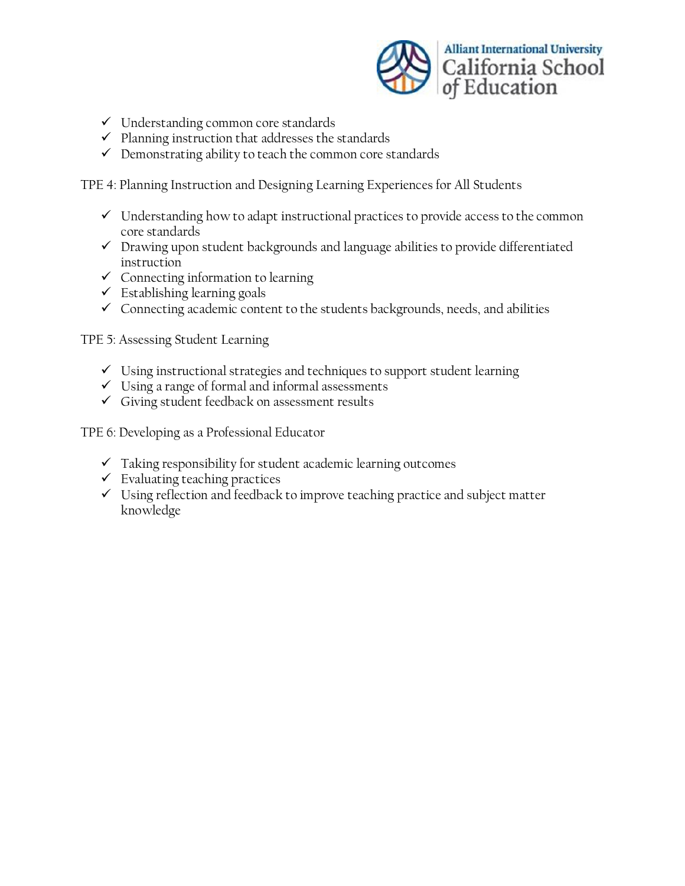- ✓ Understanding common core standards
- ✓ Planning instruction that addresses the standards
- ✓ Demonstrating ability to teach the common core standards

TPE 4: Planning Instruction and Designing Learning Experiences for All Students

- ✓ Understanding how to adapt instructional practices to provide access to the common core standards
- ✓ Drawing upon student backgrounds and language abilities to provide differentiated instruction
- ✓ Connecting information to learning
- ✓ Establishing learning goals
- ✓ Connecting academic content to the students backgrounds, needs, and abilities

TPE 5: Assessing Student Learning

- ✓ Using instructional strategies and techniques to support student learning
- ✓ Using a range of formal and informal assessments
- ✓ Giving student feedback on assessment results

TPE 6: Developing as a Professional Educator

- ✓ Taking responsibility for student academic learning outcomes
- ✓ Evaluating teaching practices
- ✓ Using reflection and feedback to improve teaching practice and subject matter knowledge